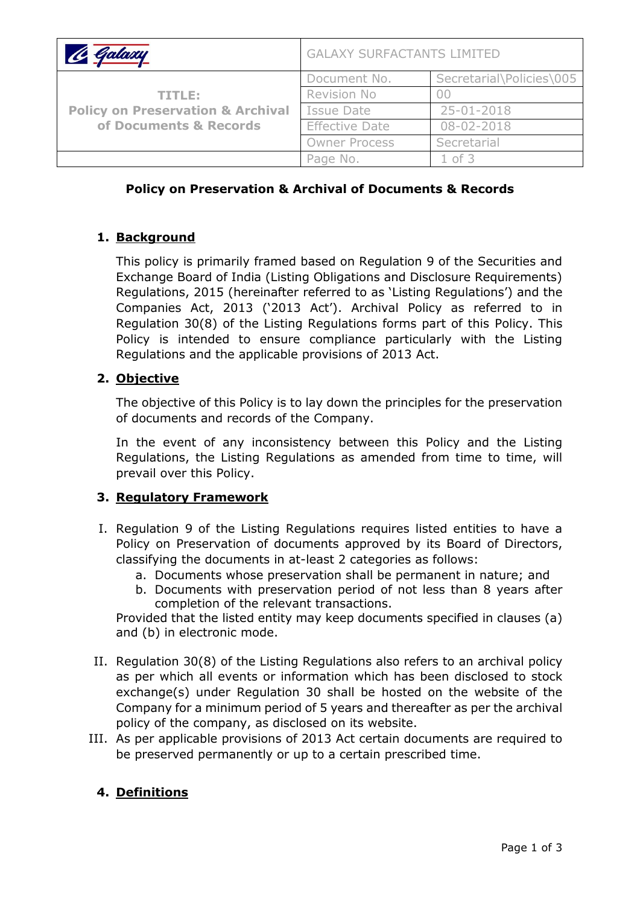| Galaxy | GALAXY SURFACTANTS LIMITED | |
|---|---|---|
| **TITLE: Policy on Preservation & Archival of Documents & Records** | Document No. | Secretarial\Policies\005 |
| | Revision No | 00 |
| | Issue Date | 25-01-2018 |
| | Effective Date | 08-02-2018 |
| | Owner Process | Secretarial |
| | Page No. | 1 of 3 |

# Policy on Preservation & Archival of Documents & Records

## 1. Background

This policy is primarily framed based on Regulation 9 of the Securities and Exchange Board of India (Listing Obligations and Disclosure Requirements) Regulations, 2015 (hereinafter referred to as 'Listing Regulations') and the Companies Act, 2013 ('2013 Act'). Archival Policy as referred to in Regulation 30(8) of the Listing Regulations forms part of this Policy. This Policy is intended to ensure compliance particularly with the Listing Regulations and the applicable provisions of 2013 Act.

## 2. Objective

The objective of this Policy is to lay down the principles for the preservation of documents and records of the Company.

In the event of any inconsistency between this Policy and the Listing Regulations, the Listing Regulations as amended from time to time, will prevail over this Policy.

## 3. Regulatory Framework

I. Regulation 9 of the Listing Regulations requires listed entities to have a Policy on Preservation of documents approved by its Board of Directors, classifying the documents in at-least 2 categories as follows:
   a. Documents whose preservation shall be permanent in nature; and
   b. Documents with preservation period of not less than 8 years after completion of the relevant transactions.

   Provided that the listed entity may keep documents specified in clauses (a) and (b) in electronic mode.

II. Regulation 30(8) of the Listing Regulations also refers to an archival policy as per which all events or information which has been disclosed to stock exchange(s) under Regulation 30 shall be hosted on the website of the Company for a minimum period of 5 years and thereafter as per the archival policy of the company, as disclosed on its website.

III. As per applicable provisions of 2013 Act certain documents are required to be preserved permanently or up to a certain prescribed time.

## 4. Definitions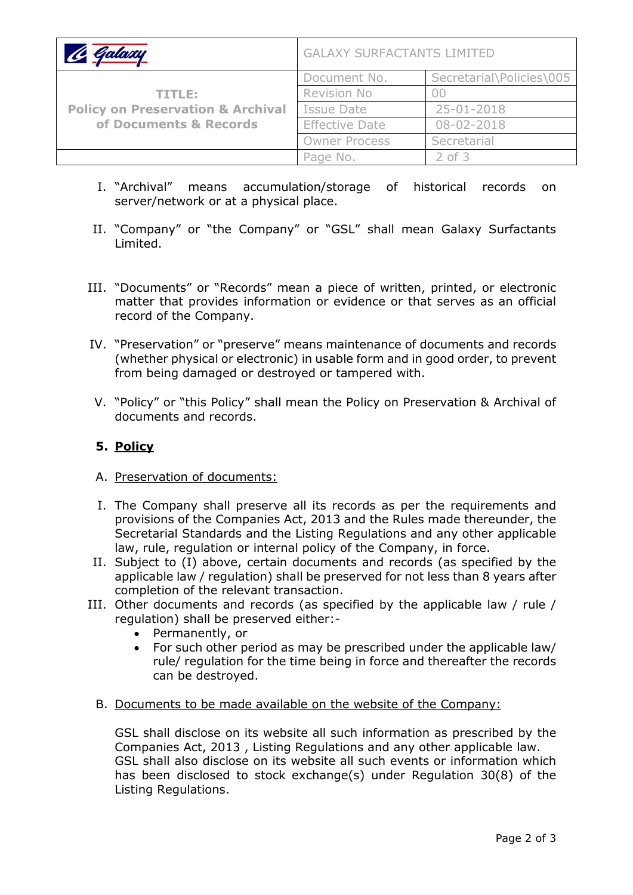I. "Archival" means accumulation/storage of historical records on server/network or at a physical place.

II. "Company" or "the Company" or "GSL" shall mean Galaxy Surfactants Limited.

III. "Documents" or "Records" mean a piece of written, printed, or electronic matter that provides information or evidence or that serves as an official record of the Company.

IV. "Preservation" or "preserve" means maintenance of documents and records (whether physical or electronic) in usable form and in good order, to prevent from being damaged or destroyed or tampered with.

V. "Policy" or "this Policy" shall mean the Policy on Preservation & Archival of documents and records.

## 5. <u>Policy</u>

A. <u>Preservation of documents:</u>

I. The Company shall preserve all its records as per the requirements and provisions of the Companies Act, 2013 and the Rules made thereunder, the Secretarial Standards and the Listing Regulations and any other applicable law, rule, regulation or internal policy of the Company, in force.

II. Subject to (I) above, certain documents and records (as specified by the applicable law / regulation) shall be preserved for not less than 8 years after completion of the relevant transaction.

III. Other documents and records (as specified by the applicable law / rule / regulation) shall be preserved either:-
   - Permanently, or
   - For such other period as may be prescribed under the applicable law/ rule/ regulation for the time being in force and thereafter the records can be destroyed.

B. <u>Documents to be made available on the website of the Company:</u>

GSL shall disclose on its website all such information as prescribed by the Companies Act, 2013 , Listing Regulations and any other applicable law. GSL shall also disclose on its website all such events or information which has been disclosed to stock exchange(s) under Regulation 30(8) of the Listing Regulations.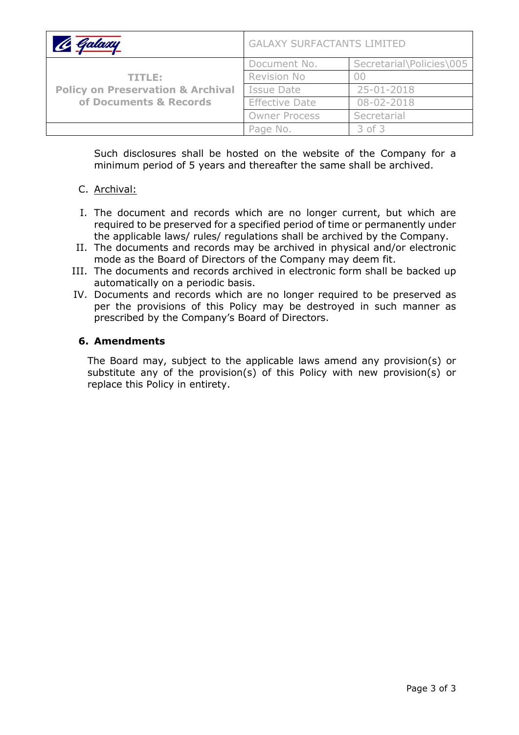Such disclosures shall be hosted on the website of the Company for a minimum period of 5 years and thereafter the same shall be archived.

C. Archival:

I. The document and records which are no longer current, but which are required to be preserved for a specified period of time or permanently under the applicable laws/ rules/ regulations shall be archived by the Company.

II. The documents and records may be archived in physical and/or electronic mode as the Board of Directors of the Company may deem fit.

III. The documents and records archived in electronic form shall be backed up automatically on a periodic basis.

IV. Documents and records which are no longer required to be preserved as per the provisions of this Policy may be destroyed in such manner as prescribed by the Company's Board of Directors.

## 6. Amendments

The Board may, subject to the applicable laws amend any provision(s) or substitute any of the provision(s) of this Policy with new provision(s) or replace this Policy in entirety.